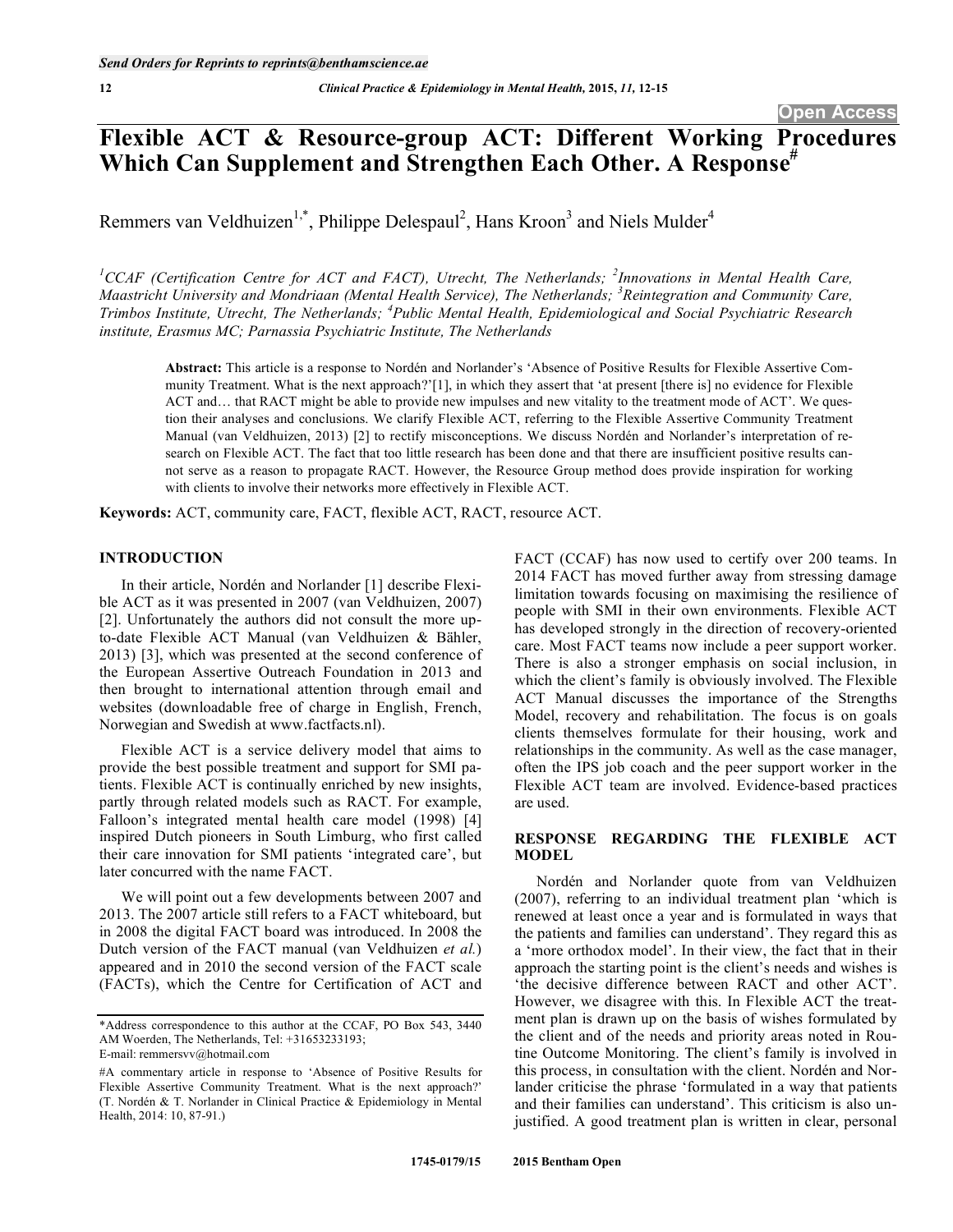Open Access

# Flexible ACT & Resource-group ACT: Different Working Procedures Which Can Supplement and Strengthen Each Other. A Response[#]

Remmers van Veldhuizen[1,*], Philippe Delespaul[2], Hans Kroon[3] and Niels Mulder[4]

[1]*CCAF (Certification Centre for ACT and FACT), Utrecht, The Netherlands;* [2]*Innovations in Mental Health Care, Maastricht University and Mondriaan (Mental Health Service), The Netherlands;* [3]*Reintegration and Community Care, Trimbos Institute, Utrecht, The Netherlands;* [4]*Public Mental Health, Epidemiological and Social Psychiatric Research institute, Erasmus MC; Parnassia Psychiatric Institute, The Netherlands*

**Abstract:** This article is a response to Nordén and Norlander's 'Absence of Positive Results for Flexible Assertive Community Treatment. What is the next approach?'[1], in which they assert that 'at present [there is] no evidence for Flexible ACT and… that RACT might be able to provide new impulses and new vitality to the treatment mode of ACT'. We question their analyses and conclusions. We clarify Flexible ACT, referring to the Flexible Assertive Community Treatment Manual (van Veldhuizen, 2013) [2] to rectify misconceptions. We discuss Nordén and Norlander's interpretation of research on Flexible ACT. The fact that too little research has been done and that there are insufficient positive results cannot serve as a reason to propagate RACT. However, the Resource Group method does provide inspiration for working with clients to involve their networks more effectively in Flexible ACT.

**Keywords:** ACT, community care, FACT, flexible ACT, RACT, resource ACT.

## INTRODUCTION

In their article, Nordén and Norlander [1] describe Flexible ACT as it was presented in 2007 (van Veldhuizen, 2007) [2]. Unfortunately the authors did not consult the more up-to-date Flexible ACT Manual (van Veldhuizen & Bähler, 2013) [3], which was presented at the second conference of the European Assertive Outreach Foundation in 2013 and then brought to international attention through email and websites (downloadable free of charge in English, French, Norwegian and Swedish at www.factfacts.nl).

Flexible ACT is a service delivery model that aims to provide the best possible treatment and support for SMI patients. Flexible ACT is continually enriched by new insights, partly through related models such as RACT. For example, Falloon's integrated mental health care model (1998) [4] inspired Dutch pioneers in South Limburg, who first called their care innovation for SMI patients 'integrated care', but later concurred with the name FACT.

We will point out a few developments between 2007 and 2013. The 2007 article still refers to a FACT whiteboard, but in 2008 the digital FACT board was introduced. In 2008 the Dutch version of the FACT manual (van Veldhuizen *et al.*) appeared and in 2010 the second version of the FACT scale (FACTs), which the Centre for Certification of ACT and FACT (CCAF) has now used to certify over 200 teams. In 2014 FACT has moved further away from stressing damage limitation towards focusing on maximising the resilience of people with SMI in their own environments. Flexible ACT has developed strongly in the direction of recovery-oriented care. Most FACT teams now include a peer support worker. There is also a stronger emphasis on social inclusion, in which the client's family is obviously involved. The Flexible ACT Manual discusses the importance of the Strengths Model, recovery and rehabilitation. The focus is on goals clients themselves formulate for their housing, work and relationships in the community. As well as the case manager, often the IPS job coach and the peer support worker in the Flexible ACT team are involved. Evidence-based practices are used.

## RESPONSE REGARDING THE FLEXIBLE ACT MODEL

Nordén and Norlander quote from van Veldhuizen (2007), referring to an individual treatment plan 'which is renewed at least once a year and is formulated in ways that the patients and families can understand'. They regard this as a 'more orthodox model'. In their view, the fact that in their approach the starting point is the client's needs and wishes is 'the decisive difference between RACT and other ACT'. However, we disagree with this. In Flexible ACT the treatment plan is drawn up on the basis of wishes formulated by the client and of the needs and priority areas noted in Routine Outcome Monitoring. The client's family is involved in this process, in consultation with the client. Nordén and Norlander criticise the phrase 'formulated in a way that patients and their families can understand'. This criticism is also unjustified. A good treatment plan is written in clear, personal

---

*Address correspondence to this author at the CCAF, PO Box 543, 3440 AM Woerden, The Netherlands, Tel: +31653233193; E-mail: remmersvv@hotmail.com

#A commentary article in response to 'Absence of Positive Results for Flexible Assertive Community Treatment. What is the next approach?' (T. Nordén & T. Norlander in Clinical Practice & Epidemiology in Mental Health, 2014: 10, 87-91.)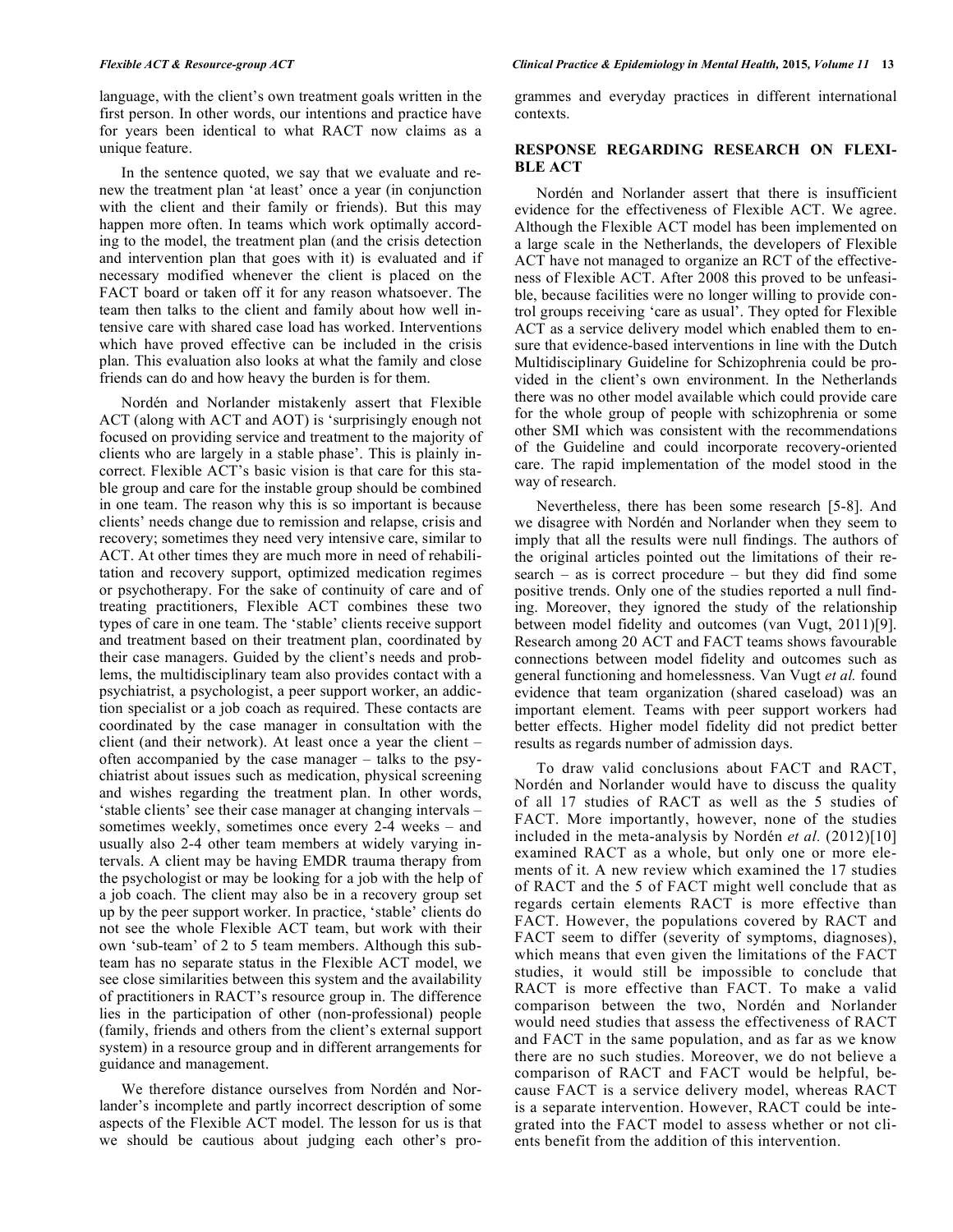language, with the client's own treatment goals written in the first person. In other words, our intentions and practice have for years been identical to what RACT now claims as a unique feature.

In the sentence quoted, we say that we evaluate and renew the treatment plan 'at least' once a year (in conjunction with the client and their family or friends). But this may happen more often. In teams which work optimally according to the model, the treatment plan (and the crisis detection and intervention plan that goes with it) is evaluated and if necessary modified whenever the client is placed on the FACT board or taken off it for any reason whatsoever. The team then talks to the client and family about how well intensive care with shared case load has worked. Interventions which have proved effective can be included in the crisis plan. This evaluation also looks at what the family and close friends can do and how heavy the burden is for them.

Nordén and Norlander mistakenly assert that Flexible ACT (along with ACT and AOT) is 'surprisingly enough not focused on providing service and treatment to the majority of clients who are largely in a stable phase'. This is plainly incorrect. Flexible ACT's basic vision is that care for this stable group and care for the instable group should be combined in one team. The reason why this is so important is because clients' needs change due to remission and relapse, crisis and recovery; sometimes they need very intensive care, similar to ACT. At other times they are much more in need of rehabilitation and recovery support, optimized medication regimes or psychotherapy. For the sake of continuity of care and of treating practitioners, Flexible ACT combines these two types of care in one team. The 'stable' clients receive support and treatment based on their treatment plan, coordinated by their case managers. Guided by the client's needs and problems, the multidisciplinary team also provides contact with a psychiatrist, a psychologist, a peer support worker, an addiction specialist or a job coach as required. These contacts are coordinated by the case manager in consultation with the client (and their network). At least once a year the client – often accompanied by the case manager – talks to the psychiatrist about issues such as medication, physical screening and wishes regarding the treatment plan. In other words, 'stable clients' see their case manager at changing intervals – sometimes weekly, sometimes once every 2-4 weeks – and usually also 2-4 other team members at widely varying intervals. A client may be having EMDR trauma therapy from the psychologist or may be looking for a job with the help of a job coach. The client may also be in a recovery group set up by the peer support worker. In practice, 'stable' clients do not see the whole Flexible ACT team, but work with their own 'sub-team' of 2 to 5 team members. Although this sub-team has no separate status in the Flexible ACT model, we see close similarities between this system and the availability of practitioners in RACT's resource group in. The difference lies in the participation of other (non-professional) people (family, friends and others from the client's external support system) in a resource group and in different arrangements for guidance and management.

We therefore distance ourselves from Nordén and Norlander's incomplete and partly incorrect description of some aspects of the Flexible ACT model. The lesson for us is that we should be cautious about judging each other's programmes and everyday practices in different international contexts.

## RESPONSE REGARDING RESEARCH ON FLEXIBLE ACT

Nordén and Norlander assert that there is insufficient evidence for the effectiveness of Flexible ACT. We agree. Although the Flexible ACT model has been implemented on a large scale in the Netherlands, the developers of Flexible ACT have not managed to organize an RCT of the effectiveness of Flexible ACT. After 2008 this proved to be unfeasible, because facilities were no longer willing to provide control groups receiving 'care as usual'. They opted for Flexible ACT as a service delivery model which enabled them to ensure that evidence-based interventions in line with the Dutch Multidisciplinary Guideline for Schizophrenia could be provided in the client's own environment. In the Netherlands there was no other model available which could provide care for the whole group of people with schizophrenia or some other SMI which was consistent with the recommendations of the Guideline and could incorporate recovery-oriented care. The rapid implementation of the model stood in the way of research.

Nevertheless, there has been some research [5-8]. And we disagree with Nordén and Norlander when they seem to imply that all the results were null findings. The authors of the original articles pointed out the limitations of their research – as is correct procedure – but they did find some positive trends. Only one of the studies reported a null finding. Moreover, they ignored the study of the relationship between model fidelity and outcomes (van Vugt, 2011)[9]. Research among 20 ACT and FACT teams shows favourable connections between model fidelity and outcomes such as general functioning and homelessness. Van Vugt *et al.* found evidence that team organization (shared caseload) was an important element. Teams with peer support workers had better effects. Higher model fidelity did not predict better results as regards number of admission days.

To draw valid conclusions about FACT and RACT, Nordén and Norlander would have to discuss the quality of all 17 studies of RACT as well as the 5 studies of FACT. More importantly, however, none of the studies included in the meta-analysis by Nordén *et al.* (2012)[10] examined RACT as a whole, but only one or more elements of it. A new review which examined the 17 studies of RACT and the 5 of FACT might well conclude that as regards certain elements RACT is more effective than FACT. However, the populations covered by RACT and FACT seem to differ (severity of symptoms, diagnoses), which means that even given the limitations of the FACT studies, it would still be impossible to conclude that RACT is more effective than FACT. To make a valid comparison between the two, Nordén and Norlander would need studies that assess the effectiveness of RACT and FACT in the same population, and as far as we know there are no such studies. Moreover, we do not believe a comparison of RACT and FACT would be helpful, because FACT is a service delivery model, whereas RACT is a separate intervention. However, RACT could be integrated into the FACT model to assess whether or not clients benefit from the addition of this intervention.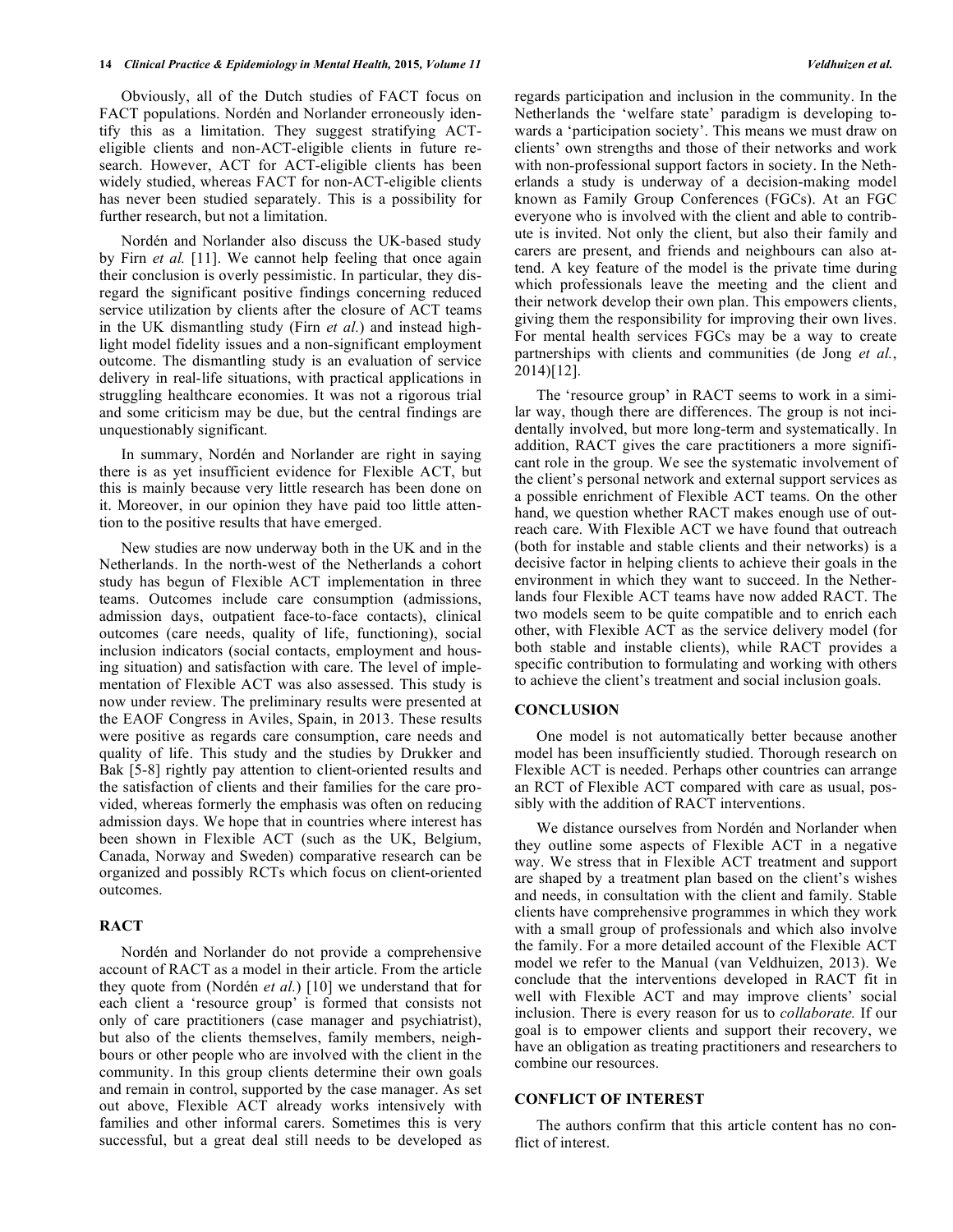Obviously, all of the Dutch studies of FACT focus on FACT populations. Nordén and Norlander erroneously identify this as a limitation. They suggest stratifying ACT-eligible clients and non-ACT-eligible clients in future research. However, ACT for ACT-eligible clients has been widely studied, whereas FACT for non-ACT-eligible clients has never been studied separately. This is a possibility for further research, but not a limitation.

Nordén and Norlander also discuss the UK-based study by Firn *et al.* [11]. We cannot help feeling that once again their conclusion is overly pessimistic. In particular, they disregard the significant positive findings concerning reduced service utilization by clients after the closure of ACT teams in the UK dismantling study (Firn *et al.*) and instead highlight model fidelity issues and a non-significant employment outcome. The dismantling study is an evaluation of service delivery in real-life situations, with practical applications in struggling healthcare economies. It was not a rigorous trial and some criticism may be due, but the central findings are unquestionably significant.

In summary, Nordén and Norlander are right in saying there is as yet insufficient evidence for Flexible ACT, but this is mainly because very little research has been done on it. Moreover, in our opinion they have paid too little attention to the positive results that have emerged.

New studies are now underway both in the UK and in the Netherlands. In the north-west of the Netherlands a cohort study has begun of Flexible ACT implementation in three teams. Outcomes include care consumption (admissions, admission days, outpatient face-to-face contacts), clinical outcomes (care needs, quality of life, functioning), social inclusion indicators (social contacts, employment and housing situation) and satisfaction with care. The level of implementation of Flexible ACT was also assessed. This study is now under review. The preliminary results were presented at the EAOF Congress in Aviles, Spain, in 2013. These results were positive as regards care consumption, care needs and quality of life. This study and the studies by Drukker and Bak [5-8] rightly pay attention to client-oriented results and the satisfaction of clients and their families for the care provided, whereas formerly the emphasis was often on reducing admission days. We hope that in countries where interest has been shown in Flexible ACT (such as the UK, Belgium, Canada, Norway and Sweden) comparative research can be organized and possibly RCTs which focus on client-oriented outcomes.

## RACT

Nordén and Norlander do not provide a comprehensive account of RACT as a model in their article. From the article they quote from (Nordén *et al.*) [10] we understand that for each client a 'resource group' is formed that consists not only of care practitioners (case manager and psychiatrist), but also of the clients themselves, family members, neighbours or other people who are involved with the client in the community. In this group clients determine their own goals and remain in control, supported by the case manager. As set out above, Flexible ACT already works intensively with families and other informal carers. Sometimes this is very successful, but a great deal still needs to be developed as regards participation and inclusion in the community. In the Netherlands the 'welfare state' paradigm is developing towards a 'participation society'. This means we must draw on clients' own strengths and those of their networks and work with non-professional support factors in society. In the Netherlands a study is underway of a decision-making model known as Family Group Conferences (FGCs). At an FGC everyone who is involved with the client and able to contribute is invited. Not only the client, but also their family and carers are present, and friends and neighbours can also attend. A key feature of the model is the private time during which professionals leave the meeting and the client and their network develop their own plan. This empowers clients, giving them the responsibility for improving their own lives. For mental health services FGCs may be a way to create partnerships with clients and communities (de Jong *et al.*, 2014)[12].

The 'resource group' in RACT seems to work in a similar way, though there are differences. The group is not incidentally involved, but more long-term and systematically. In addition, RACT gives the care practitioners a more significant role in the group. We see the systematic involvement of the client's personal network and external support services as a possible enrichment of Flexible ACT teams. On the other hand, we question whether RACT makes enough use of outreach care. With Flexible ACT we have found that outreach (both for instable and stable clients and their networks) is a decisive factor in helping clients to achieve their goals in the environment in which they want to succeed. In the Netherlands four Flexible ACT teams have now added RACT. The two models seem to be quite compatible and to enrich each other, with Flexible ACT as the service delivery model (for both stable and instable clients), while RACT provides a specific contribution to formulating and working with others to achieve the client's treatment and social inclusion goals.

## CONCLUSION

One model is not automatically better because another model has been insufficiently studied. Thorough research on Flexible ACT is needed. Perhaps other countries can arrange an RCT of Flexible ACT compared with care as usual, possibly with the addition of RACT interventions.

We distance ourselves from Nordén and Norlander when they outline some aspects of Flexible ACT in a negative way. We stress that in Flexible ACT treatment and support are shaped by a treatment plan based on the client's wishes and needs, in consultation with the client and family. Stable clients have comprehensive programmes in which they work with a small group of professionals and which also involve the family. For a more detailed account of the Flexible ACT model we refer to the Manual (van Veldhuizen, 2013). We conclude that the interventions developed in RACT fit in well with Flexible ACT and may improve clients' social inclusion. There is every reason for us to *collaborate.* If our goal is to empower clients and support their recovery, we have an obligation as treating practitioners and researchers to combine our resources.

## CONFLICT OF INTEREST

The authors confirm that this article content has no conflict of interest.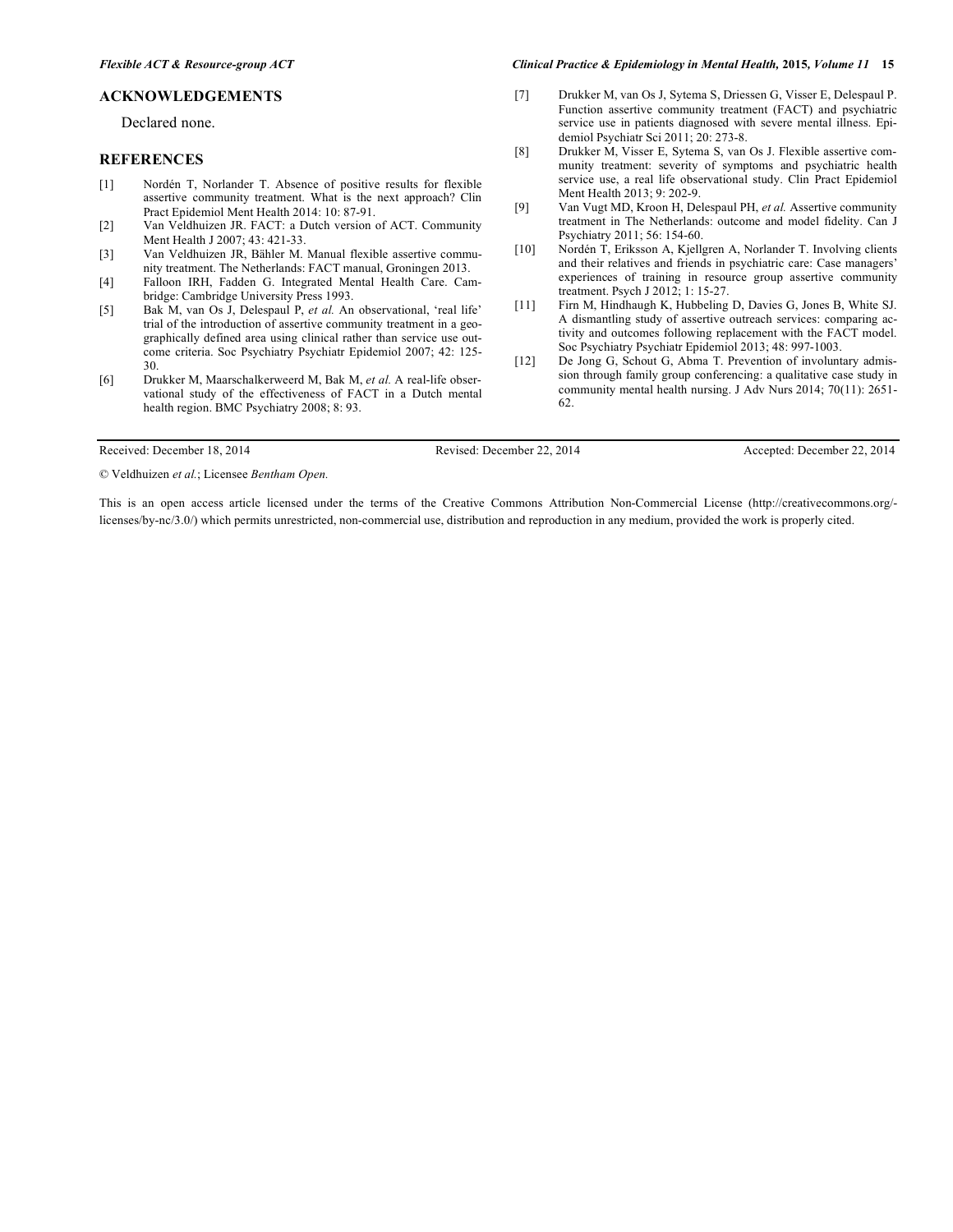## ACKNOWLEDGEMENTS

Declared none.

## REFERENCES

[1] Nordén T, Norlander T. Absence of positive results for flexible assertive community treatment. What is the next approach? Clin Pract Epidemiol Ment Health 2014: 10: 87-91.

[2] Van Veldhuizen JR. FACT: a Dutch version of ACT. Community Ment Health J 2007; 43: 421-33.

[3] Van Veldhuizen JR, Bähler M. Manual flexible assertive community treatment. The Netherlands: FACT manual, Groningen 2013.

[4] Falloon IRH, Fadden G. Integrated Mental Health Care. Cambridge: Cambridge University Press 1993.

[5] Bak M, van Os J, Delespaul P, *et al.* An observational, 'real life' trial of the introduction of assertive community treatment in a geographically defined area using clinical rather than service use outcome criteria. Soc Psychiatry Psychiatr Epidemiol 2007; 42: 125-30.

[6] Drukker M, Maarschalkerweerd M, Bak M, *et al.* A real-life observational study of the effectiveness of FACT in a Dutch mental health region. BMC Psychiatry 2008; 8: 93.

[7] Drukker M, van Os J, Sytema S, Driessen G, Visser E, Delespaul P. Function assertive community treatment (FACT) and psychiatric service use in patients diagnosed with severe mental illness. Epidemiol Psychiatr Sci 2011; 20: 273-8.

[8] Drukker M, Visser E, Sytema S, van Os J. Flexible assertive community treatment: severity of symptoms and psychiatric health service use, a real life observational study. Clin Pract Epidemiol Ment Health 2013; 9: 202-9.

[9] Van Vugt MD, Kroon H, Delespaul PH, *et al.* Assertive community treatment in The Netherlands: outcome and model fidelity. Can J Psychiatry 2011; 56: 154-60.

[10] Nordén T, Eriksson A, Kjellgren A, Norlander T. Involving clients and their relatives and friends in psychiatric care: Case managers' experiences of training in resource group assertive community treatment. Psych J 2012; 1: 15-27.

[11] Firn M, Hindhaugh K, Hubbeling D, Davies G, Jones B, White SJ. A dismantling study of assertive outreach services: comparing activity and outcomes following replacement with the FACT model. Soc Psychiatry Psychiatr Epidemiol 2013; 48: 997-1003.

[12] De Jong G, Schout G, Abma T. Prevention of involuntary admission through family group conferencing: a qualitative case study in community mental health nursing. J Adv Nurs 2014; 70(11): 2651-62.

Received: December 18, 2014 Revised: December 22, 2014 Accepted: December 22, 2014

© Veldhuizen *et al.*; Licensee *Bentham Open.*

This is an open access article licensed under the terms of the Creative Commons Attribution Non-Commercial License (http://creativecommons.org/-licenses/by-nc/3.0/) which permits unrestricted, non-commercial use, distribution and reproduction in any medium, provided the work is properly cited.